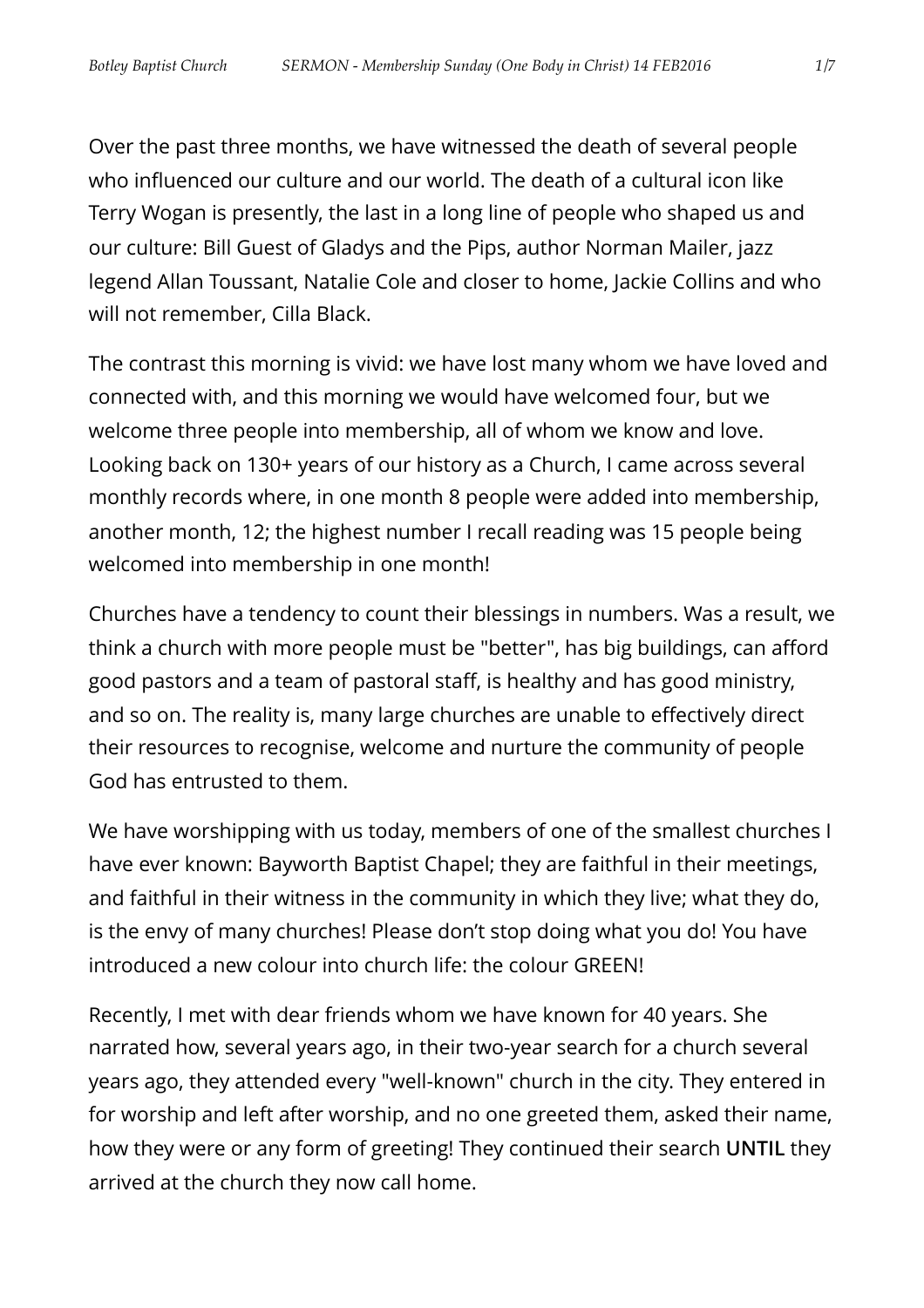Over the past three months, we have witnessed the death of several people who influenced our culture and our world. The death of a cultural icon like Terry Wogan is presently, the last in a long line of people who shaped us and our culture: Bill Guest of Gladys and the Pips, author Norman Mailer, jazz legend Allan Toussant, Natalie Cole and closer to home, Jackie Collins and who will not remember, Cilla Black.

The contrast this morning is vivid: we have lost many whom we have loved and connected with, and this morning we would have welcomed four, but we welcome three people into membership, all of whom we know and love. Looking back on 130+ years of our history as a Church, I came across several monthly records where, in one month 8 people were added into membership, another month, 12; the highest number I recall reading was 15 people being welcomed into membership in one month!

Churches have a tendency to count their blessings in numbers. Was a result, we think a church with more people must be "better", has big buildings, can afford good pastors and a team of pastoral staff, is healthy and has good ministry, and so on. The reality is, many large churches are unable to effectively direct their resources to recognise, welcome and nurture the community of people God has entrusted to them.

We have worshipping with us today, members of one of the smallest churches I have ever known: Bayworth Baptist Chapel; they are faithful in their meetings, and faithful in their witness in the community in which they live; what they do, is the envy of many churches! Please don't stop doing what you do! You have introduced a new colour into church life: the colour GREEN!

Recently, I met with dear friends whom we have known for 40 years. She narrated how, several years ago, in their two-year search for a church several years ago, they attended every "well-known" church in the city. They entered in for worship and left after worship, and no one greeted them, asked their name, how they were or any form of greeting! They continued their search **UNTIL** they arrived at the church they now call home.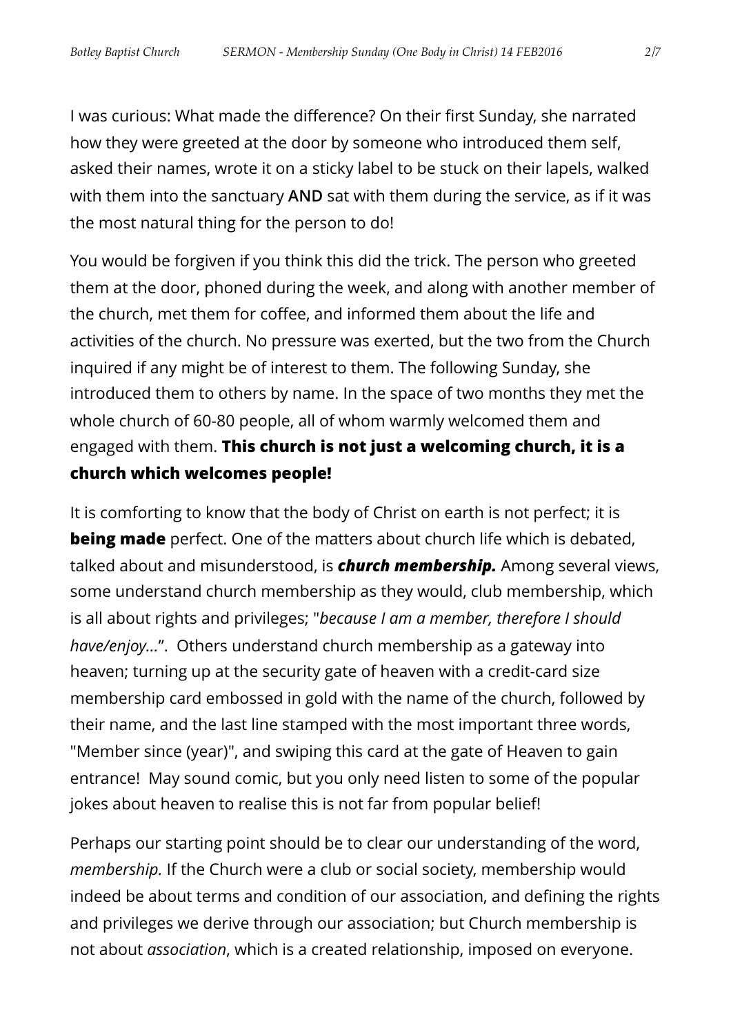I was curious: What made the difference? On their first Sunday, she narrated how they were greeted at the door by someone who introduced them self, asked their names, wrote it on a sticky label to be stuck on their lapels, walked with them into the sanctuary **AND** sat with them during the service, as if it was the most natural thing for the person to do!

You would be forgiven if you think this did the trick. The person who greeted them at the door, phoned during the week, and along with another member of the church, met them for coffee, and informed them about the life and activities of the church. No pressure was exerted, but the two from the Church inquired if any might be of interest to them. The following Sunday, she introduced them to others by name. In the space of two months they met the whole church of 60-80 people, all of whom warmly welcomed them and engaged with them. **This church is not just a welcoming church, it is a church which welcomes people!**

It is comforting to know that the body of Christ on earth is not perfect; it is **being made** perfect. One of the matters about church life which is debated, talked about and misunderstood, is ***church membership.*** Among several views, some understand church membership as they would, club membership, which is all about rights and privileges; "*because I am a member, therefore I should have/enjoy...*". Others understand church membership as a gateway into heaven; turning up at the security gate of heaven with a credit-card size membership card embossed in gold with the name of the church, followed by their name, and the last line stamped with the most important three words, "Member since (year)", and swiping this card at the gate of Heaven to gain entrance! May sound comic, but you only need listen to some of the popular jokes about heaven to realise this is not far from popular belief!

Perhaps our starting point should be to clear our understanding of the word, *membership.* If the Church were a club or social society, membership would indeed be about terms and condition of our association, and defining the rights and privileges we derive through our association; but Church membership is not about *association*, which is a created relationship, imposed on everyone.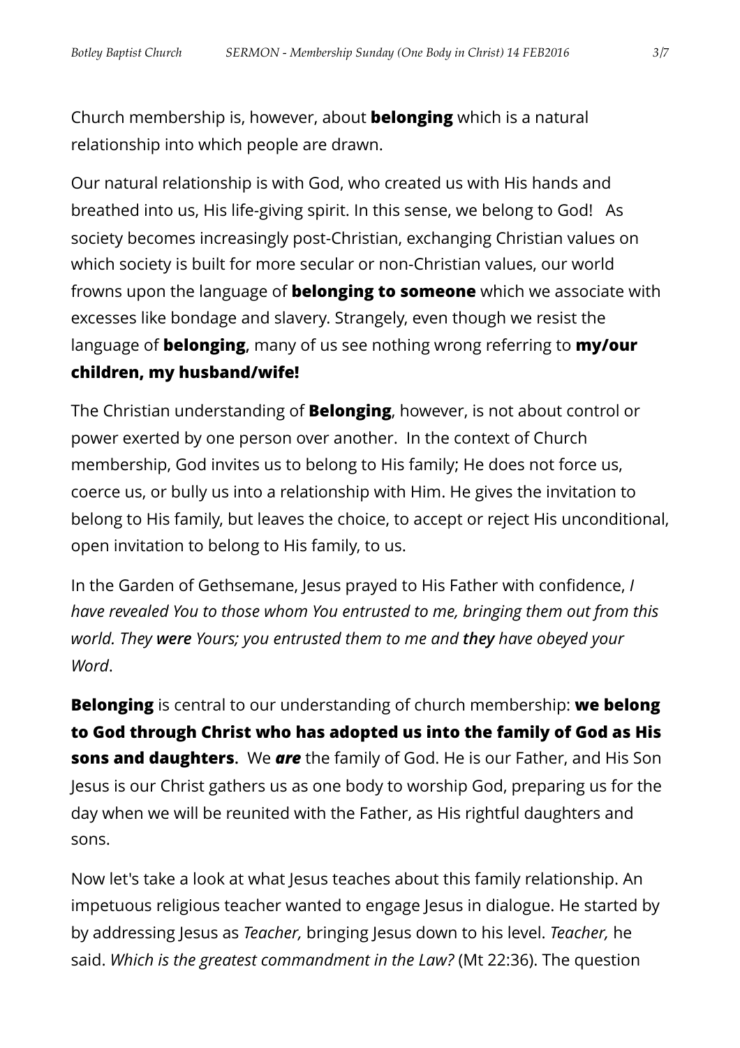Church membership is, however, about **belonging** which is a natural relationship into which people are drawn.

Our natural relationship is with God, who created us with His hands and breathed into us, His life-giving spirit. In this sense, we belong to God! As society becomes increasingly post-Christian, exchanging Christian values on which society is built for more secular or non-Christian values, our world frowns upon the language of **belonging to someone** which we associate with excesses like bondage and slavery. Strangely, even though we resist the language of **belonging**, many of us see nothing wrong referring to **my/our children, my husband/wife!**

The Christian understanding of **Belonging**, however, is not about control or power exerted by one person over another. In the context of Church membership, God invites us to belong to His family; He does not force us, coerce us, or bully us into a relationship with Him. He gives the invitation to belong to His family, but leaves the choice, to accept or reject His unconditional, open invitation to belong to His family, to us.

In the Garden of Gethsemane, Jesus prayed to His Father with confidence, *I have revealed You to those whom You entrusted to me, bringing them out from this world. They **were** Yours; you entrusted them to me and **they** have obeyed your Word*.

**Belonging** is central to our understanding of church membership: **we belong to God through Christ who has adopted us into the family of God as His sons and daughters**. We ***are*** the family of God. He is our Father, and His Son Jesus is our Christ gathers us as one body to worship God, preparing us for the day when we will be reunited with the Father, as His rightful daughters and sons.

Now let's take a look at what Jesus teaches about this family relationship. An impetuous religious teacher wanted to engage Jesus in dialogue. He started by by addressing Jesus as *Teacher,* bringing Jesus down to his level. *Teacher,* he said. *Which is the greatest commandment in the Law?* (Mt 22:36). The question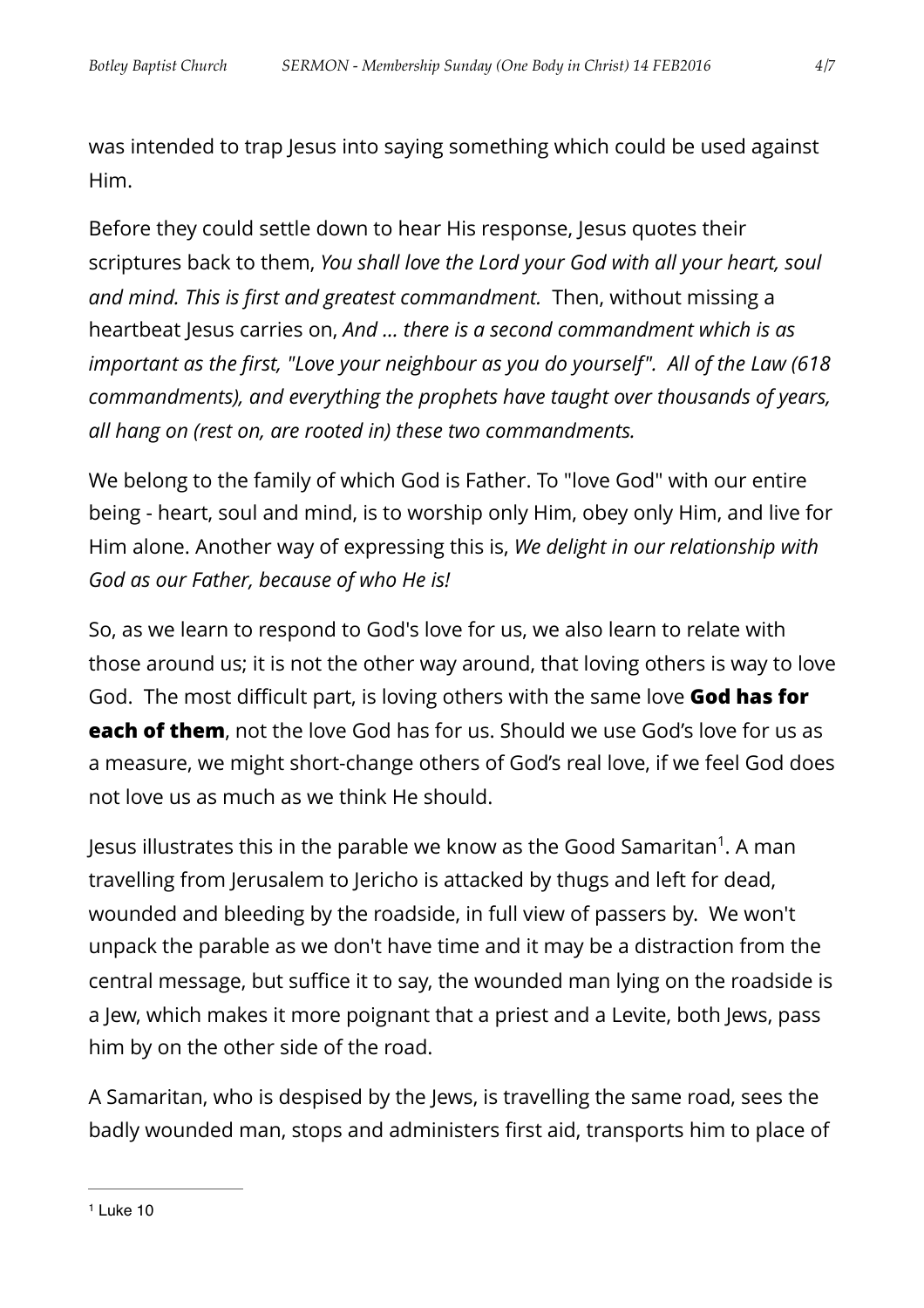was intended to trap Jesus into saying something which could be used against Him.

Before they could settle down to hear His response, Jesus quotes their scriptures back to them, *You shall love the Lord your God with all your heart, soul and mind. This is first and greatest commandment.* Then, without missing a heartbeat Jesus carries on, *And … there is a second commandment which is as important as the first, "Love your neighbour as you do yourself". All of the Law (618 commandments), and everything the prophets have taught over thousands of years, all hang on (rest on, are rooted in) these two commandments.*

We belong to the family of which God is Father. To "love God" with our entire being - heart, soul and mind, is to worship only Him, obey only Him, and live for Him alone. Another way of expressing this is, *We delight in our relationship with God as our Father, because of who He is!*

So, as we learn to respond to God's love for us, we also learn to relate with those around us; it is not the other way around, that loving others is way to love God. The most difficult part, is loving others with the same love **God has for each of them**, not the love God has for us. Should we use God's love for us as a measure, we might short-change others of God's real love, if we feel God does not love us as much as we think He should.

Jesus illustrates this in the parable we know as the Good Samaritan[1]. A man travelling from Jerusalem to Jericho is attacked by thugs and left for dead, wounded and bleeding by the roadside, in full view of passers by. We won't unpack the parable as we don't have time and it may be a distraction from the central message, but suffice it to say, the wounded man lying on the roadside is a Jew, which makes it more poignant that a priest and a Levite, both Jews, pass him by on the other side of the road.

A Samaritan, who is despised by the Jews, is travelling the same road, sees the badly wounded man, stops and administers first aid, transports him to place of

---

[1] Luke 10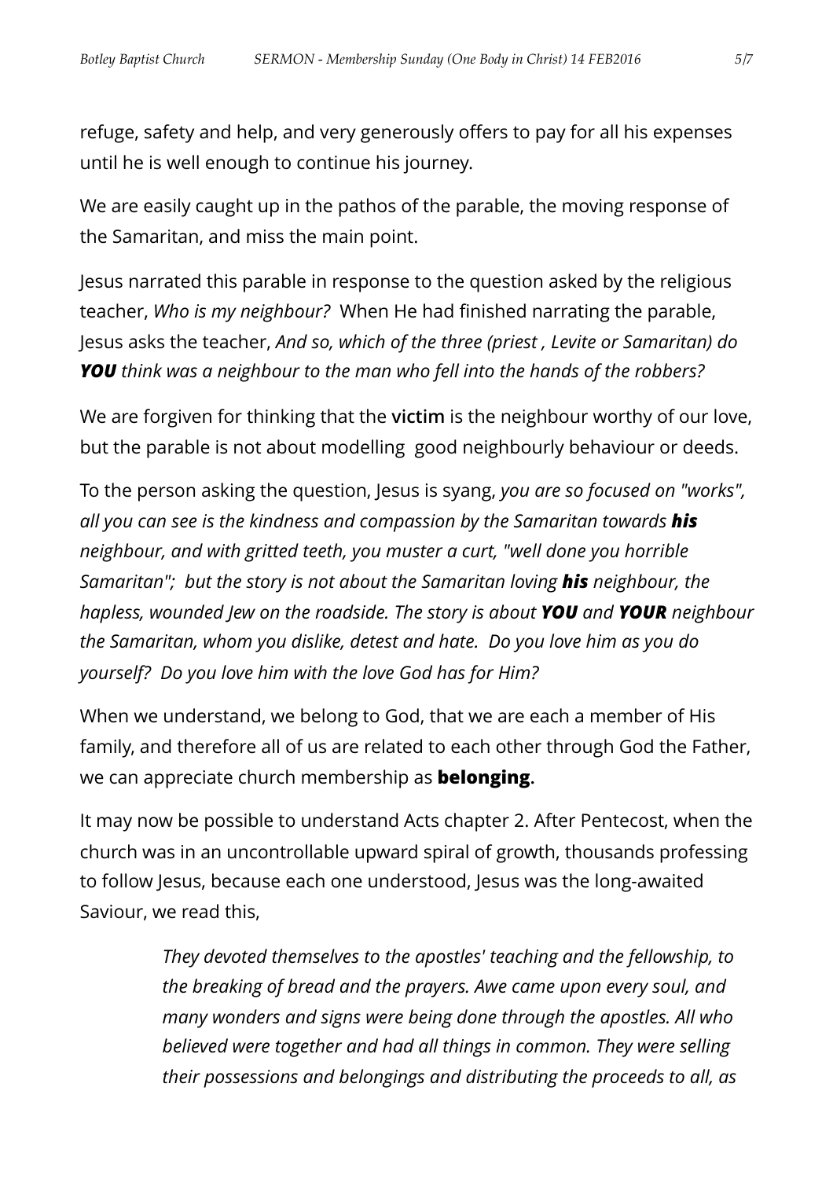refuge, safety and help, and very generously offers to pay for all his expenses until he is well enough to continue his journey.

We are easily caught up in the pathos of the parable, the moving response of the Samaritan, and miss the main point.

Jesus narrated this parable in response to the question asked by the religious teacher, *Who is my neighbour?* When He had finished narrating the parable, Jesus asks the teacher, *And so, which of the three (priest , Levite or Samaritan) do **YOU** think was a neighbour to the man who fell into the hands of the robbers?*

We are forgiven for thinking that the **victim** is the neighbour worthy of our love, but the parable is not about modelling good neighbourly behaviour or deeds.

To the person asking the question, Jesus is syang, *you are so focused on "works", all you can see is the kindness and compassion by the Samaritan towards **his** neighbour, and with gritted teeth, you muster a curt, "well done you horrible Samaritan"; but the story is not about the Samaritan loving **his** neighbour, the hapless, wounded Jew on the roadside. The story is about **YOU** and **YOUR** neighbour the Samaritan, whom you dislike, detest and hate. Do you love him as you do yourself? Do you love him with the love God has for Him?*

When we understand, we belong to God, that we are each a member of His family, and therefore all of us are related to each other through God the Father, we can appreciate church membership as **belonging**.

It may now be possible to understand Acts chapter 2. After Pentecost, when the church was in an uncontrollable upward spiral of growth, thousands professing to follow Jesus, because each one understood, Jesus was the long-awaited Saviour, we read this,

> *They devoted themselves to the apostles' teaching and the fellowship, to the breaking of bread and the prayers. Awe came upon every soul, and many wonders and signs were being done through the apostles. All who believed were together and had all things in common. They were selling their possessions and belongings and distributing the proceeds to all, as*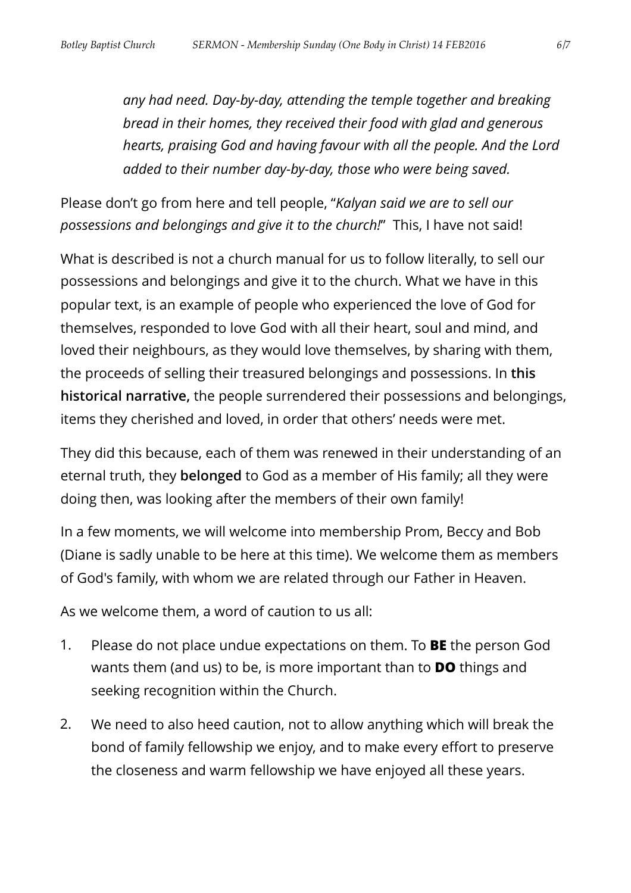> *any had need. Day-by-day, attending the temple together and breaking bread in their homes, they received their food with glad and generous hearts, praising God and having favour with all the people. And the Lord added to their number day-by-day, those who were being saved.*

Please don't go from here and tell people, "*Kalyan said we are to sell our possessions and belongings and give it to the church!*" This, I have not said!

What is described is not a church manual for us to follow literally, to sell our possessions and belongings and give it to the church. What we have in this popular text, is an example of people who experienced the love of God for themselves, responded to love God with all their heart, soul and mind, and loved their neighbours, as they would love themselves, by sharing with them, the proceeds of selling their treasured belongings and possessions. In **this historical narrative,** the people surrendered their possessions and belongings, items they cherished and loved, in order that others' needs were met.

They did this because, each of them was renewed in their understanding of an eternal truth, they **belonged** to God as a member of His family; all they were doing then, was looking after the members of their own family!

In a few moments, we will welcome into membership Prom, Beccy and Bob (Diane is sadly unable to be here at this time). We welcome them as members of God's family, with whom we are related through our Father in Heaven.

As we welcome them, a word of caution to us all:

1. Please do not place undue expectations on them. To **BE** the person God wants them (and us) to be, is more important than to **DO** things and seeking recognition within the Church.
2. We need to also heed caution, not to allow anything which will break the bond of family fellowship we enjoy, and to make every effort to preserve the closeness and warm fellowship we have enjoyed all these years.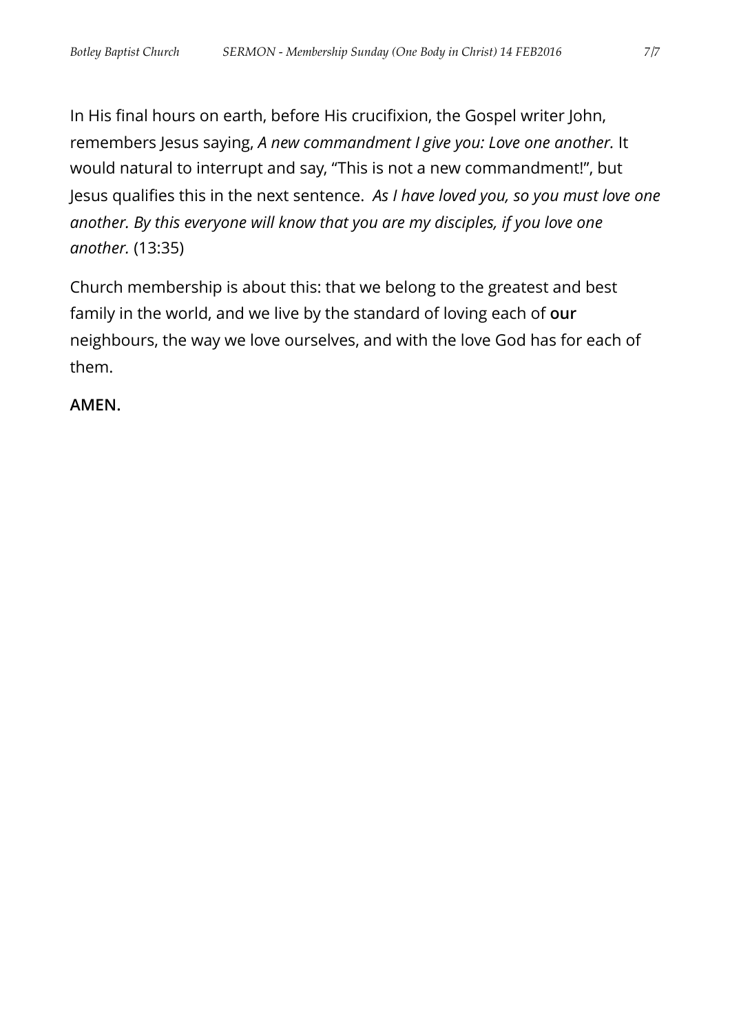In His final hours on earth, before His crucifixion, the Gospel writer John, remembers Jesus saying, *A new commandment I give you: Love one another.* It would natural to interrupt and say, “This is not a new commandment!”, but Jesus qualifies this in the next sentence.  *As I have loved you, so you must love one another. By this everyone will know that you are my disciples, if you love one another.* (13:35)

Church membership is about this: that we belong to the greatest and best family in the world, and we live by the standard of loving each of **our** neighbours, the way we love ourselves, and with the love God has for each of them.

**AMEN.**